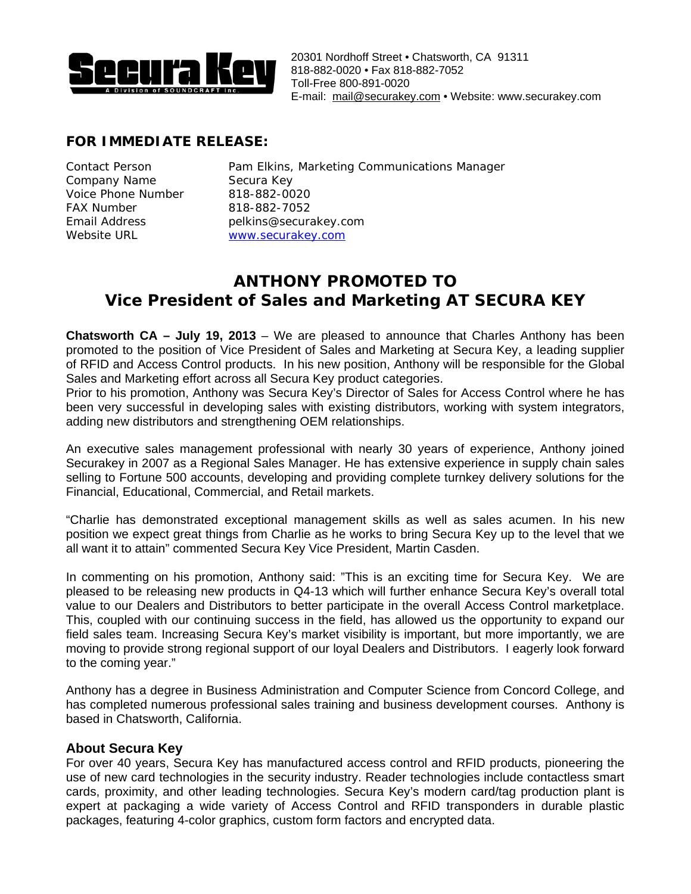Secura Key
A Division of SOUNDCRAFT Inc.

20301 Nordhoff Street • Chatsworth, CA 91311
818-882-0020 • Fax 818-882-7052
Toll-Free 800-891-0020
E-mail: mail@securakey.com • Website: www.securakey.com

**FOR IMMEDIATE RELEASE:**

Contact Person: Pam Elkins, Marketing Communications Manager
Company Name: Secura Key
Voice Phone Number: 818-882-0020
FAX Number: 818-882-7052
Email Address: pelkins@securakey.com
Website URL: www.securakey.com

# ANTHONY PROMOTED TO Vice President of Sales and Marketing AT SECURA KEY

**Chatsworth CA – July 19, 2013** – We are pleased to announce that Charles Anthony has been promoted to the position of Vice President of Sales and Marketing at Secura Key, a leading supplier of RFID and Access Control products. In his new position, Anthony will be responsible for the Global Sales and Marketing effort across all Secura Key product categories.
Prior to his promotion, Anthony was Secura Key's Director of Sales for Access Control where he has been very successful in developing sales with existing distributors, working with system integrators, adding new distributors and strengthening OEM relationships.

An executive sales management professional with nearly 30 years of experience, Anthony joined Securakey in 2007 as a Regional Sales Manager. He has extensive experience in supply chain sales selling to Fortune 500 accounts, developing and providing complete turnkey delivery solutions for the Financial, Educational, Commercial, and Retail markets.

"Charlie has demonstrated exceptional management skills as well as sales acumen. In his new position we expect great things from Charlie as he works to bring Secura Key up to the level that we all want it to attain" commented Secura Key Vice President, Martin Casden.

In commenting on his promotion, Anthony said: "This is an exciting time for Secura Key. We are pleased to be releasing new products in Q4-13 which will further enhance Secura Key's overall total value to our Dealers and Distributors to better participate in the overall Access Control marketplace. This, coupled with our continuing success in the field, has allowed us the opportunity to expand our field sales team. Increasing Secura Key's market visibility is important, but more importantly, we are moving to provide strong regional support of our loyal Dealers and Distributors. I eagerly look forward to the coming year."

Anthony has a degree in Business Administration and Computer Science from Concord College, and has completed numerous professional sales training and business development courses. Anthony is based in Chatsworth, California.

### About Secura Key

For over 40 years, Secura Key has manufactured access control and RFID products, pioneering the use of new card technologies in the security industry. Reader technologies include contactless smart cards, proximity, and other leading technologies. Secura Key's modern card/tag production plant is expert at packaging a wide variety of Access Control and RFID transponders in durable plastic packages, featuring 4-color graphics, custom form factors and encrypted data.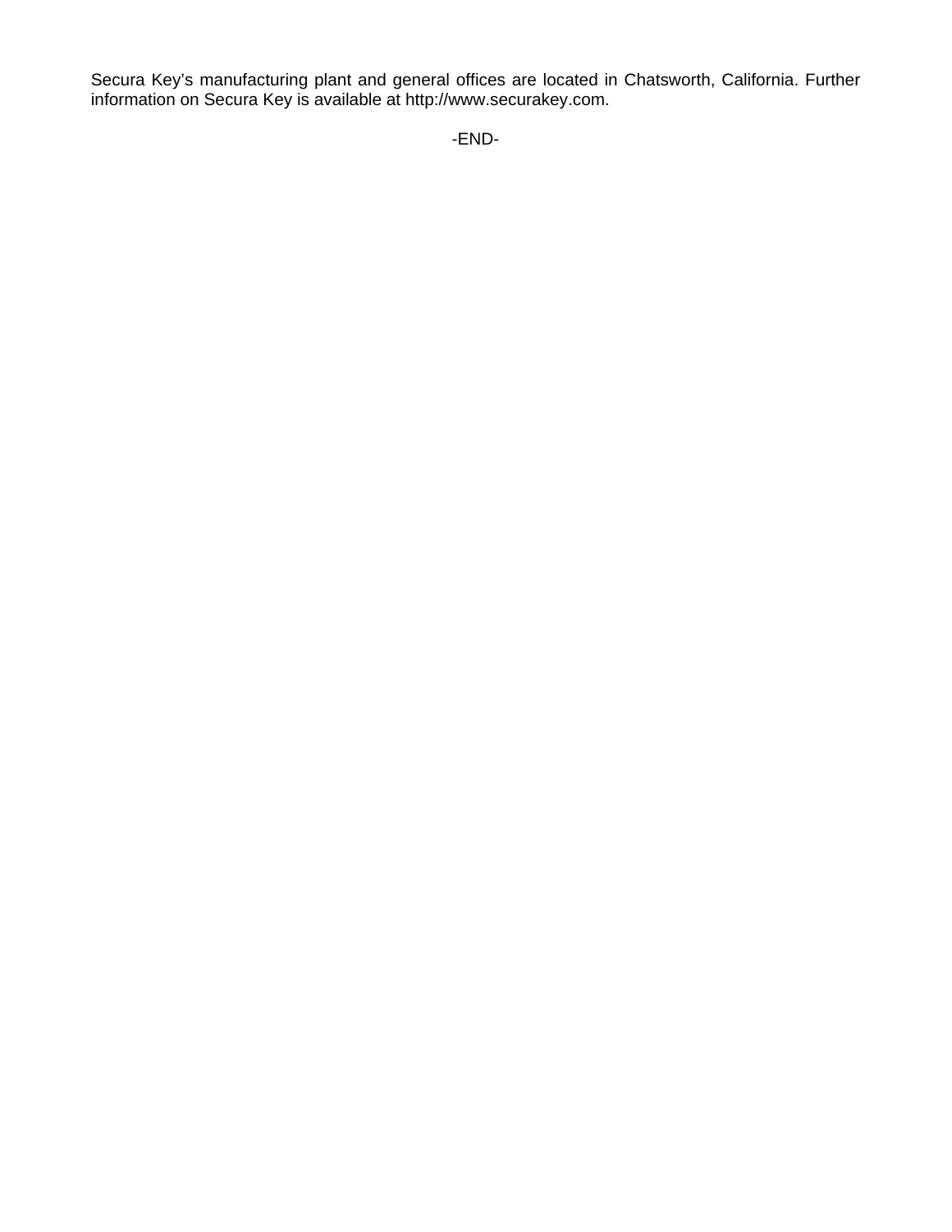Secura Key's manufacturing plant and general offices are located in Chatsworth, California. Further information on Secura Key is available at http://www.securakey.com.

-END-